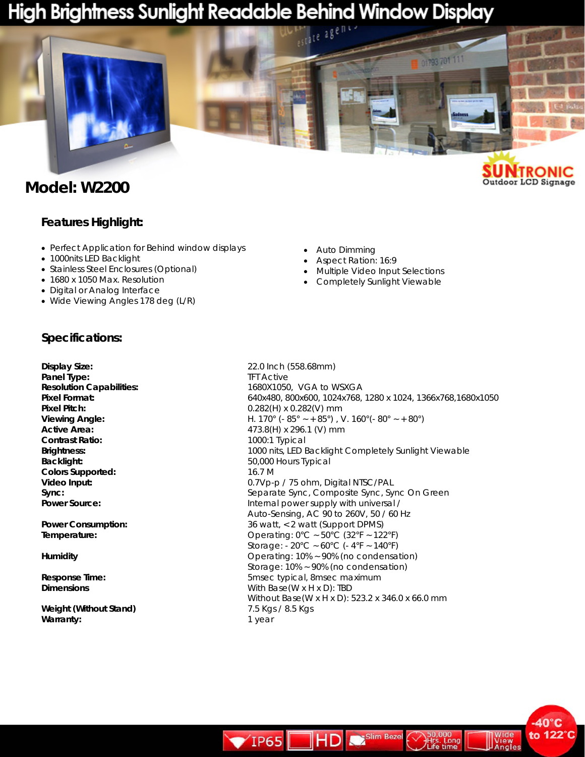# High Brightness Sunlight Readable Behind Window Display

SUNTRONIC Outdoor LCD Signage

## Model: W2200

### Features Highlight:

- Perfect Application for Behind window displays
- 1000nits LED Backlight
- Stainless Steel Enclosures (Optional)
- 1680 x 1050 Max. Resolution
- Digital or Analog Interface
- Wide Viewing Angles 178 deg (L/R)
- Auto Dimming
- Aspect Ration: 16:9
- Multiple Video Input Selections
- Completely Sunlight Viewable

### Specifications:

| | |
|---|---|
| **Display Size:** | 22.0 Inch (558.68mm) |
| **Panel Type:** | TFT Active |
| **Resolution Capabilities:** | 1680X1050, VGA to WSXGA |
| **Pixel Format:** | 640x480, 800x600, 1024x768, 1280 x 1024, 1366x768,1680x1050 |
| **Pixel Pitch:** | 0.282(H) x 0.282(V) mm |
| **Viewing Angle:** | H. 170° (- 85° ~ + 85°) , V. 160°(- 80° ~ + 80°) |
| **Active Area:** | 473.8(H) x 296.1 (V) mm |
| **Contrast Ratio:** | 1000:1 Typical |
| **Brightness:** | 1000 nits, LED Backlight Completely Sunlight Viewable |
| **Backlight:** | 50,000 Hours Typical |
| **Colors Supported:** | 16.7 M |
| **Video Input:** | 0.7Vp-p / 75 ohm, Digital NTSC/PAL |
| **Sync:** | Separate Sync, Composite Sync, Sync On Green |
| **Power Source:** | Internal power supply with universal / Auto-Sensing, AC 90 to 260V, 50 / 60 Hz |
| **Power Consumption:** | 36 watt, < 2 watt (Support DPMS) |
| **Temperature:** | Operating: 0°C ~ 50°C (32°F ~ 122°F)<br>Storage: - 20°C ~ 60°C (- 4°F ~ 140°F) |
| **Humidity** | Operating: 10% ~ 90% (no condensation)<br>Storage: 10% ~ 90% (no condensation) |
| **Response Time:** | 5msec typical, 8msec maximum |
| **Dimensions** | With Base(W x H x D): TBD<br>Without Base(W x H x D): 523.2 x 346.0 x 66.0 mm |
| **Weight (Without Stand)** | 7.5 Kgs / 8.5 Kgs |
| **Warranty:** | 1 year |

IP65 | HD | Slim Bezel | 50,000 Hrs. Long Life time | Wide View Angles | -40°C to 122°C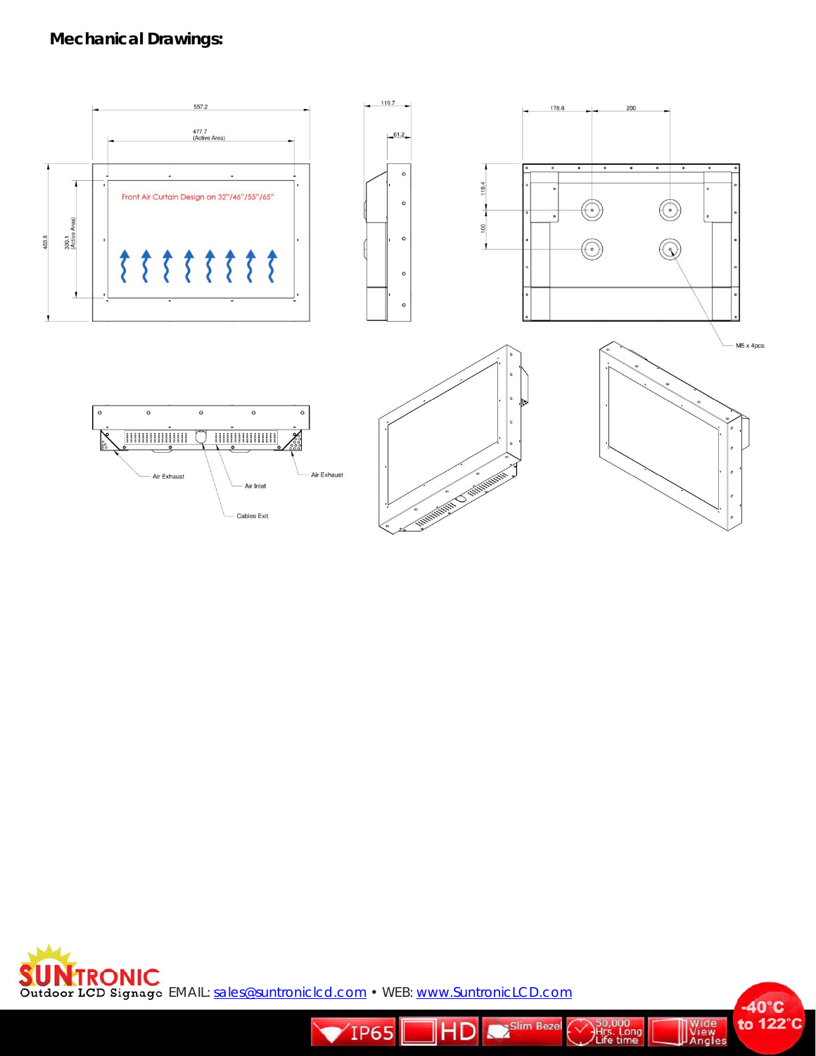## Mechanical Drawings:

557.2

477.7
(Active Area)

403.8

300.1
(Active Area)

Front Air Curtain Design on 32"/46"/55"/65"

119.7

61.2

178.6

200

119.4

100

M5 x 4pcs

Air Exhaust

Air Inlet

Air Exhaust

Cables Exit

EMAIL: sales@suntroniclcd.com • WEB: www.SuntronicLCD.com